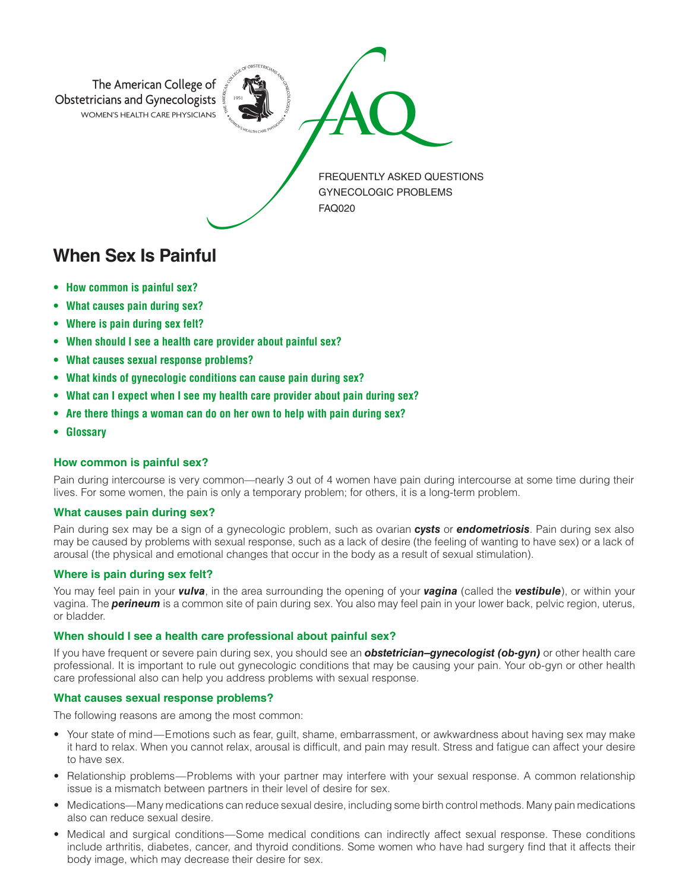The American College of Obstetricians and Gynecologists
WOMEN'S HEALTH CARE PHYSICIANS

FAQ

FREQUENTLY ASKED QUESTIONS
GYNECOLOGIC PROBLEMS
FAQ020

# When Sex Is Painful

- **How common is painful sex?**
- **What causes pain during sex?**
- **Where is pain during sex felt?**
- **When should I see a health care provider about painful sex?**
- **What causes sexual response problems?**
- **What kinds of gynecologic conditions can cause pain during sex?**
- **What can I expect when I see my health care provider about pain during sex?**
- **Are there things a woman can do on her own to help with pain during sex?**
- **Glossary**

### How common is painful sex?

Pain during intercourse is very common—nearly 3 out of 4 women have pain during intercourse at some time during their lives. For some women, the pain is only a temporary problem; for others, it is a long-term problem.

### What causes pain during sex?

Pain during sex may be a sign of a gynecologic problem, such as ovarian ***cysts*** or ***endometriosis***. Pain during sex also may be caused by problems with sexual response, such as a lack of desire (the feeling of wanting to have sex) or a lack of arousal (the physical and emotional changes that occur in the body as a result of sexual stimulation).

### Where is pain during sex felt?

You may feel pain in your ***vulva***, in the area surrounding the opening of your ***vagina*** (called the ***vestibule***), or within your vagina. The ***perineum*** is a common site of pain during sex. You also may feel pain in your lower back, pelvic region, uterus, or bladder.

### When should I see a health care professional about painful sex?

If you have frequent or severe pain during sex, you should see an ***obstetrician–gynecologist (ob-gyn)*** or other health care professional. It is important to rule out gynecologic conditions that may be causing your pain. Your ob-gyn or other health care professional also can help you address problems with sexual response.

### What causes sexual response problems?

The following reasons are among the most common:

- Your state of mind—Emotions such as fear, guilt, shame, embarrassment, or awkwardness about having sex may make it hard to relax. When you cannot relax, arousal is difficult, and pain may result. Stress and fatigue can affect your desire to have sex.
- Relationship problems—Problems with your partner may interfere with your sexual response. A common relationship issue is a mismatch between partners in their level of desire for sex.
- Medications—Many medications can reduce sexual desire, including some birth control methods. Many pain medications also can reduce sexual desire.
- Medical and surgical conditions—Some medical conditions can indirectly affect sexual response. These conditions include arthritis, diabetes, cancer, and thyroid conditions. Some women who have had surgery find that it affects their body image, which may decrease their desire for sex.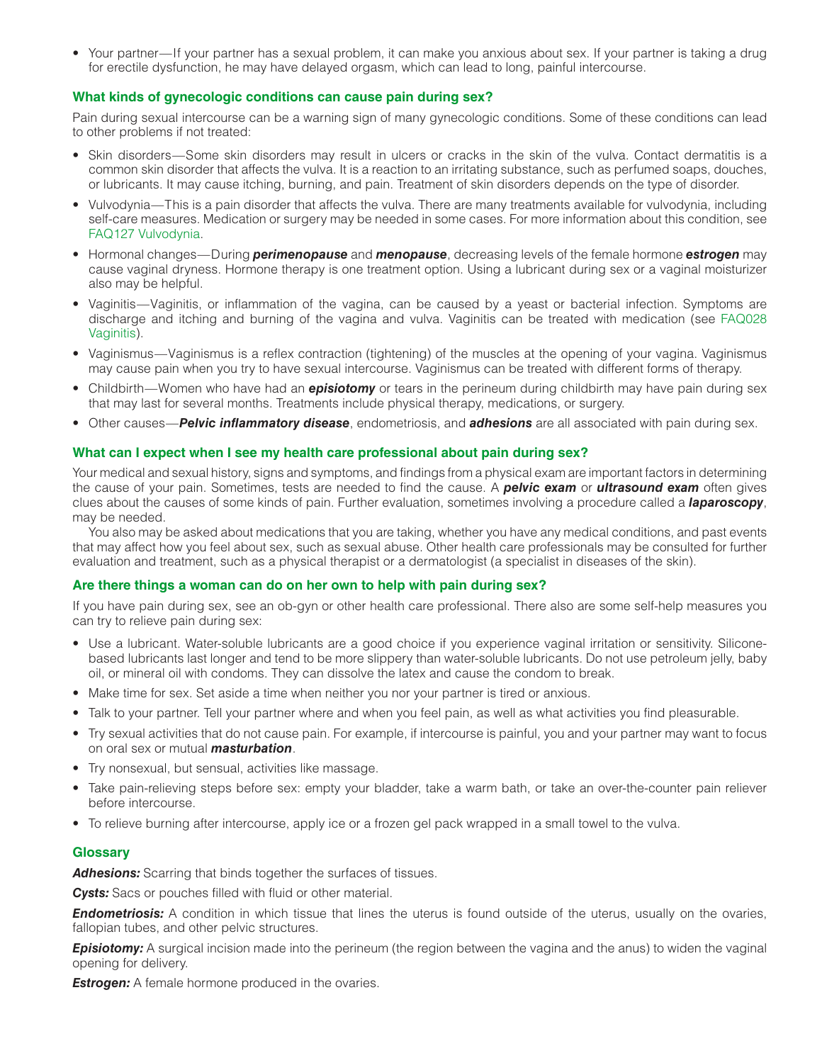- Your partner—If your partner has a sexual problem, it can make you anxious about sex. If your partner is taking a drug for erectile dysfunction, he may have delayed orgasm, which can lead to long, painful intercourse.

## What kinds of gynecologic conditions can cause pain during sex?

Pain during sexual intercourse can be a warning sign of many gynecologic conditions. Some of these conditions can lead to other problems if not treated:

- Skin disorders—Some skin disorders may result in ulcers or cracks in the skin of the vulva. Contact dermatitis is a common skin disorder that affects the vulva. It is a reaction to an irritating substance, such as perfumed soaps, douches, or lubricants. It may cause itching, burning, and pain. Treatment of skin disorders depends on the type of disorder.
- Vulvodynia—This is a pain disorder that affects the vulva. There are many treatments available for vulvodynia, including self-care measures. Medication or surgery may be needed in some cases. For more information about this condition, see FAQ127 Vulvodynia.
- Hormonal changes—During ***perimenopause*** and ***menopause***, decreasing levels of the female hormone ***estrogen*** may cause vaginal dryness. Hormone therapy is one treatment option. Using a lubricant during sex or a vaginal moisturizer also may be helpful.
- Vaginitis—Vaginitis, or inflammation of the vagina, can be caused by a yeast or bacterial infection. Symptoms are discharge and itching and burning of the vagina and vulva. Vaginitis can be treated with medication (see FAQ028 Vaginitis).
- Vaginismus—Vaginismus is a reflex contraction (tightening) of the muscles at the opening of your vagina. Vaginismus may cause pain when you try to have sexual intercourse. Vaginismus can be treated with different forms of therapy.
- Childbirth—Women who have had an ***episiotomy*** or tears in the perineum during childbirth may have pain during sex that may last for several months. Treatments include physical therapy, medications, or surgery.
- Other causes—***Pelvic inflammatory disease***, endometriosis, and ***adhesions*** are all associated with pain during sex.

## What can I expect when I see my health care professional about pain during sex?

Your medical and sexual history, signs and symptoms, and findings from a physical exam are important factors in determining the cause of your pain. Sometimes, tests are needed to find the cause. A ***pelvic exam*** or ***ultrasound exam*** often gives clues about the causes of some kinds of pain. Further evaluation, sometimes involving a procedure called a ***laparoscopy***, may be needed.

You also may be asked about medications that you are taking, whether you have any medical conditions, and past events that may affect how you feel about sex, such as sexual abuse. Other health care professionals may be consulted for further evaluation and treatment, such as a physical therapist or a dermatologist (a specialist in diseases of the skin).

## Are there things a woman can do on her own to help with pain during sex?

If you have pain during sex, see an ob-gyn or other health care professional. There also are some self-help measures you can try to relieve pain during sex:

- Use a lubricant. Water-soluble lubricants are a good choice if you experience vaginal irritation or sensitivity. Silicone-based lubricants last longer and tend to be more slippery than water-soluble lubricants. Do not use petroleum jelly, baby oil, or mineral oil with condoms. They can dissolve the latex and cause the condom to break.
- Make time for sex. Set aside a time when neither you nor your partner is tired or anxious.
- Talk to your partner. Tell your partner where and when you feel pain, as well as what activities you find pleasurable.
- Try sexual activities that do not cause pain. For example, if intercourse is painful, you and your partner may want to focus on oral sex or mutual ***masturbation***.
- Try nonsexual, but sensual, activities like massage.
- Take pain-relieving steps before sex: empty your bladder, take a warm bath, or take an over-the-counter pain reliever before intercourse.
- To relieve burning after intercourse, apply ice or a frozen gel pack wrapped in a small towel to the vulva.

## Glossary

***Adhesions:*** Scarring that binds together the surfaces of tissues.

***Cysts:*** Sacs or pouches filled with fluid or other material.

***Endometriosis:*** A condition in which tissue that lines the uterus is found outside of the uterus, usually on the ovaries, fallopian tubes, and other pelvic structures.

***Episiotomy:*** A surgical incision made into the perineum (the region between the vagina and the anus) to widen the vaginal opening for delivery.

***Estrogen:*** A female hormone produced in the ovaries.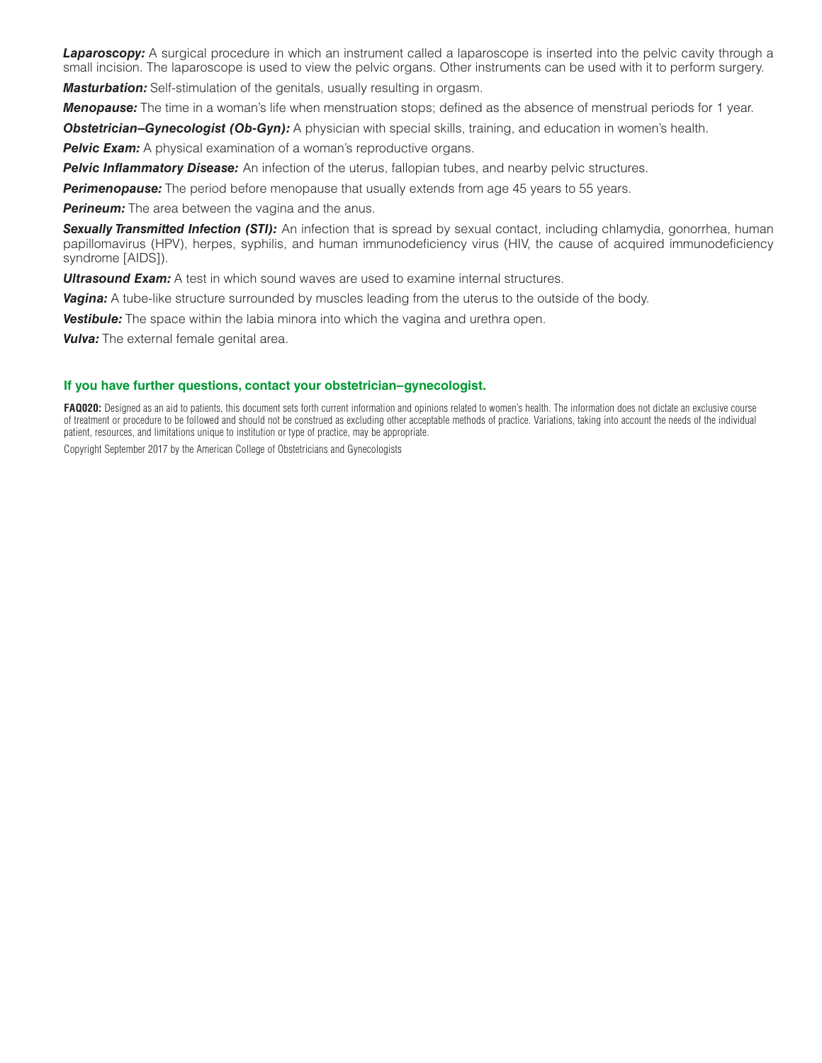***Laparoscopy:*** A surgical procedure in which an instrument called a laparoscope is inserted into the pelvic cavity through a small incision. The laparoscope is used to view the pelvic organs. Other instruments can be used with it to perform surgery.

***Masturbation:*** Self-stimulation of the genitals, usually resulting in orgasm.

***Menopause:*** The time in a woman's life when menstruation stops; defined as the absence of menstrual periods for 1 year.

***Obstetrician–Gynecologist (Ob-Gyn):*** A physician with special skills, training, and education in women's health.

***Pelvic Exam:*** A physical examination of a woman's reproductive organs.

***Pelvic Inflammatory Disease:*** An infection of the uterus, fallopian tubes, and nearby pelvic structures.

***Perimenopause:*** The period before menopause that usually extends from age 45 years to 55 years.

***Perineum:*** The area between the vagina and the anus.

***Sexually Transmitted Infection (STI):*** An infection that is spread by sexual contact, including chlamydia, gonorrhea, human papillomavirus (HPV), herpes, syphilis, and human immunodeficiency virus (HIV, the cause of acquired immunodeficiency syndrome [AIDS]).

***Ultrasound Exam:*** A test in which sound waves are used to examine internal structures.

***Vagina:*** A tube-like structure surrounded by muscles leading from the uterus to the outside of the body.

***Vestibule:*** The space within the labia minora into which the vagina and urethra open.

***Vulva:*** The external female genital area.

**If you have further questions, contact your obstetrician–gynecologist.**

**FAQ020:** Designed as an aid to patients, this document sets forth current information and opinions related to women's health. The information does not dictate an exclusive course of treatment or procedure to be followed and should not be construed as excluding other acceptable methods of practice. Variations, taking into account the needs of the individual patient, resources, and limitations unique to institution or type of practice, may be appropriate.

Copyright September 2017 by the American College of Obstetricians and Gynecologists